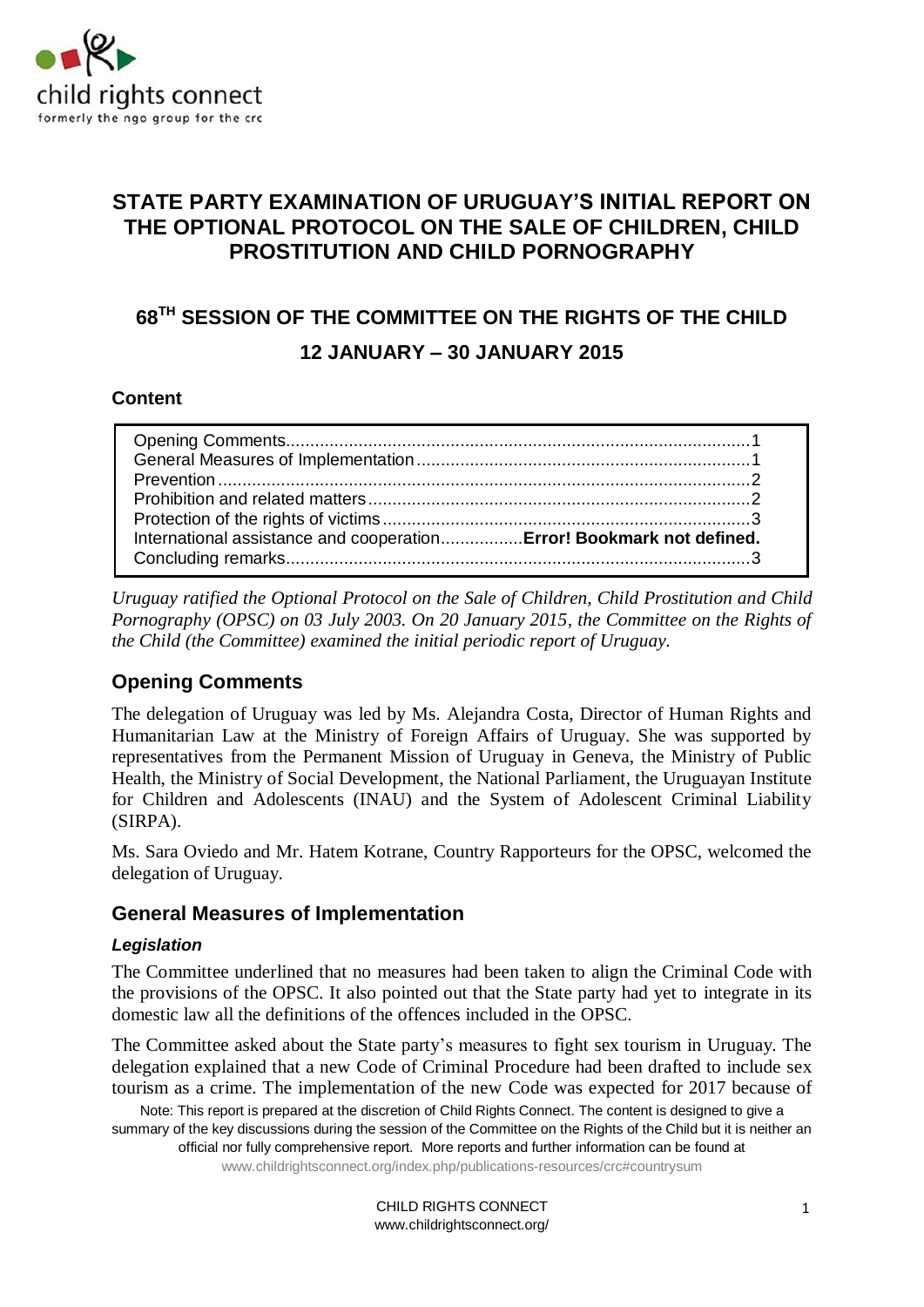child rights connect
formerly the ngo group for the crc

# STATE PARTY EXAMINATION OF URUGUAY'S INITIAL REPORT ON THE OPTIONAL PROTOCOL ON THE SALE OF CHILDREN, CHILD PROSTITUTION AND CHILD PORNOGRAPHY

## 68[TH] SESSION OF THE COMMITTEE ON THE RIGHTS OF THE CHILD

## 12 JANUARY – 30 JANUARY 2015

### Content

| |
|---|
| Opening Comments....................1 |
| General Measures of Implementation....................1 |
| Prevention....................2 |
| Prohibition and related matters....................2 |
| Protection of the rights of victims....................3 |
| International assistance and cooperation....................**Error! Bookmark not defined.** |
| Concluding remarks....................3 |

*Uruguay ratified the Optional Protocol on the Sale of Children, Child Prostitution and Child Pornography (OPSC) on 03 July 2003. On 20 January 2015, the Committee on the Rights of the Child (the Committee) examined the initial periodic report of Uruguay.*

## Opening Comments

The delegation of Uruguay was led by Ms. Alejandra Costa, Director of Human Rights and Humanitarian Law at the Ministry of Foreign Affairs of Uruguay. She was supported by representatives from the Permanent Mission of Uruguay in Geneva, the Ministry of Public Health, the Ministry of Social Development, the National Parliament, the Uruguayan Institute for Children and Adolescents (INAU) and the System of Adolescent Criminal Liability (SIRPA).

Ms. Sara Oviedo and Mr. Hatem Kotrane, Country Rapporteurs for the OPSC, welcomed the delegation of Uruguay.

## General Measures of Implementation

### *Legislation*

The Committee underlined that no measures had been taken to align the Criminal Code with the provisions of the OPSC. It also pointed out that the State party had yet to integrate in its domestic law all the definitions of the offences included in the OPSC.

The Committee asked about the State party's measures to fight sex tourism in Uruguay. The delegation explained that a new Code of Criminal Procedure had been drafted to include sex tourism as a crime. The implementation of the new Code was expected for 2017 because of

Note: This report is prepared at the discretion of Child Rights Connect. The content is designed to give a summary of the key discussions during the session of the Committee on the Rights of the Child but it is neither an official nor fully comprehensive report. More reports and further information can be found at www.childrightsconnect.org/index.php/publications-resources/crc#countrysum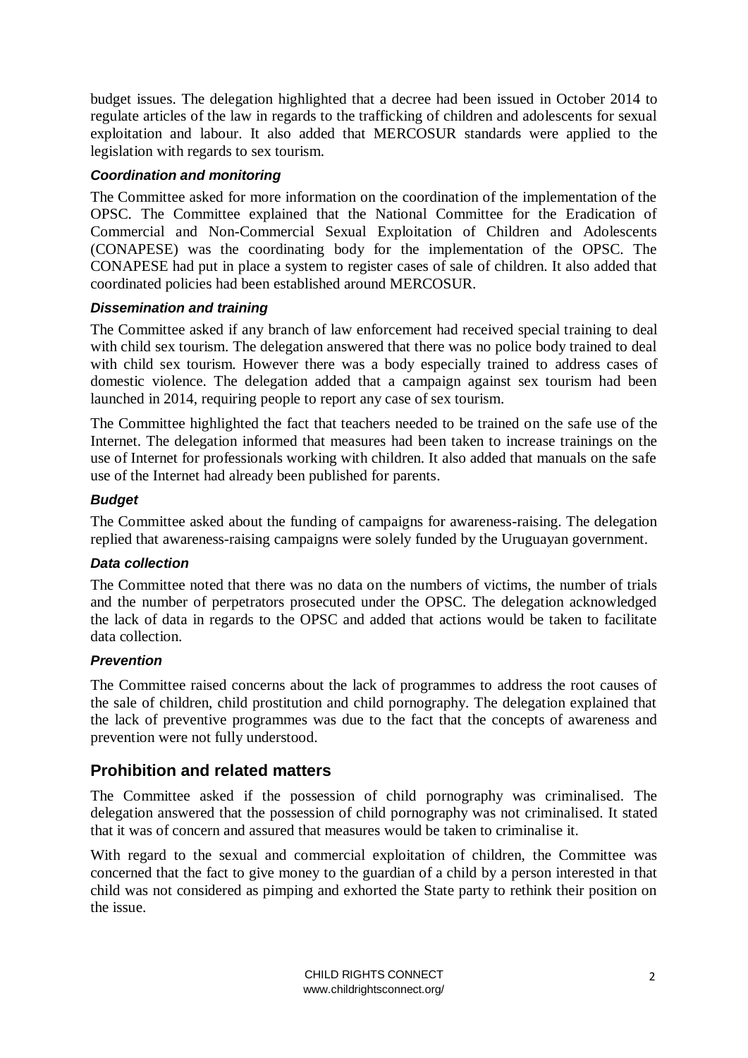budget issues. The delegation highlighted that a decree had been issued in October 2014 to regulate articles of the law in regards to the trafficking of children and adolescents for sexual exploitation and labour. It also added that MERCOSUR standards were applied to the legislation with regards to sex tourism.

### *Coordination and monitoring*

The Committee asked for more information on the coordination of the implementation of the OPSC. The Committee explained that the National Committee for the Eradication of Commercial and Non-Commercial Sexual Exploitation of Children and Adolescents (CONAPESE) was the coordinating body for the implementation of the OPSC. The CONAPESE had put in place a system to register cases of sale of children. It also added that coordinated policies had been established around MERCOSUR.

### *Dissemination and training*

The Committee asked if any branch of law enforcement had received special training to deal with child sex tourism. The delegation answered that there was no police body trained to deal with child sex tourism. However there was a body especially trained to address cases of domestic violence. The delegation added that a campaign against sex tourism had been launched in 2014, requiring people to report any case of sex tourism.

The Committee highlighted the fact that teachers needed to be trained on the safe use of the Internet. The delegation informed that measures had been taken to increase trainings on the use of Internet for professionals working with children. It also added that manuals on the safe use of the Internet had already been published for parents.

### *Budget*

The Committee asked about the funding of campaigns for awareness-raising. The delegation replied that awareness-raising campaigns were solely funded by the Uruguayan government.

### *Data collection*

The Committee noted that there was no data on the numbers of victims, the number of trials and the number of perpetrators prosecuted under the OPSC. The delegation acknowledged the lack of data in regards to the OPSC and added that actions would be taken to facilitate data collection.

### *Prevention*

The Committee raised concerns about the lack of programmes to address the root causes of the sale of children, child prostitution and child pornography. The delegation explained that the lack of preventive programmes was due to the fact that the concepts of awareness and prevention were not fully understood.

## Prohibition and related matters

The Committee asked if the possession of child pornography was criminalised. The delegation answered that the possession of child pornography was not criminalised. It stated that it was of concern and assured that measures would be taken to criminalise it.

With regard to the sexual and commercial exploitation of children, the Committee was concerned that the fact to give money to the guardian of a child by a person interested in that child was not considered as pimping and exhorted the State party to rethink their position on the issue.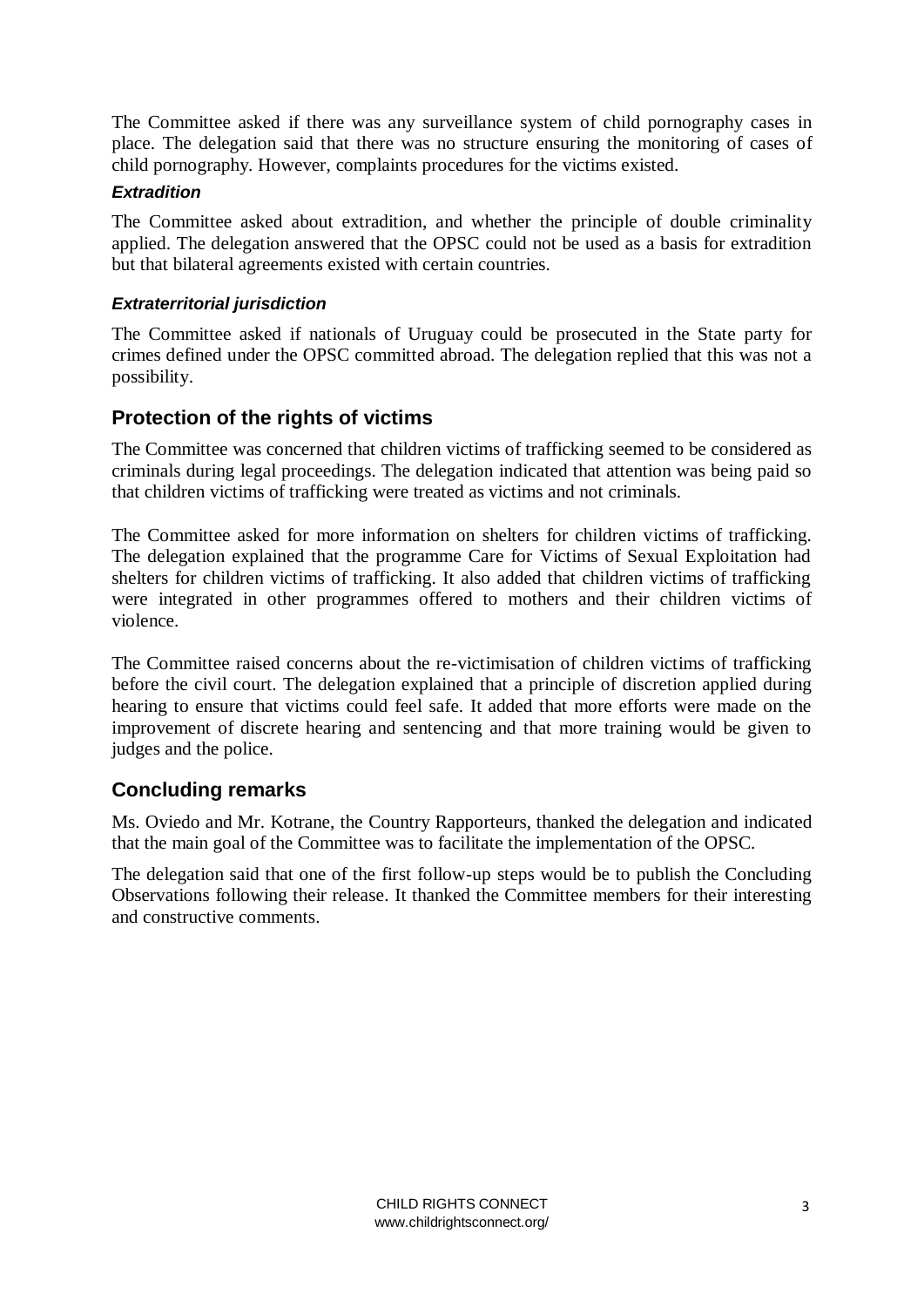The Committee asked if there was any surveillance system of child pornography cases in place. The delegation said that there was no structure ensuring the monitoring of cases of child pornography. However, complaints procedures for the victims existed.

***Extradition***

The Committee asked about extradition, and whether the principle of double criminality applied. The delegation answered that the OPSC could not be used as a basis for extradition but that bilateral agreements existed with certain countries.

***Extraterritorial jurisdiction***

The Committee asked if nationals of Uruguay could be prosecuted in the State party for crimes defined under the OPSC committed abroad. The delegation replied that this was not a possibility.

## Protection of the rights of victims

The Committee was concerned that children victims of trafficking seemed to be considered as criminals during legal proceedings. The delegation indicated that attention was being paid so that children victims of trafficking were treated as victims and not criminals.

The Committee asked for more information on shelters for children victims of trafficking. The delegation explained that the programme Care for Victims of Sexual Exploitation had shelters for children victims of trafficking. It also added that children victims of trafficking were integrated in other programmes offered to mothers and their children victims of violence.

The Committee raised concerns about the re-victimisation of children victims of trafficking before the civil court. The delegation explained that a principle of discretion applied during hearing to ensure that victims could feel safe. It added that more efforts were made on the improvement of discrete hearing and sentencing and that more training would be given to judges and the police.

## Concluding remarks

Ms. Oviedo and Mr. Kotrane, the Country Rapporteurs, thanked the delegation and indicated that the main goal of the Committee was to facilitate the implementation of the OPSC.

The delegation said that one of the first follow-up steps would be to publish the Concluding Observations following their release. It thanked the Committee members for their interesting and constructive comments.